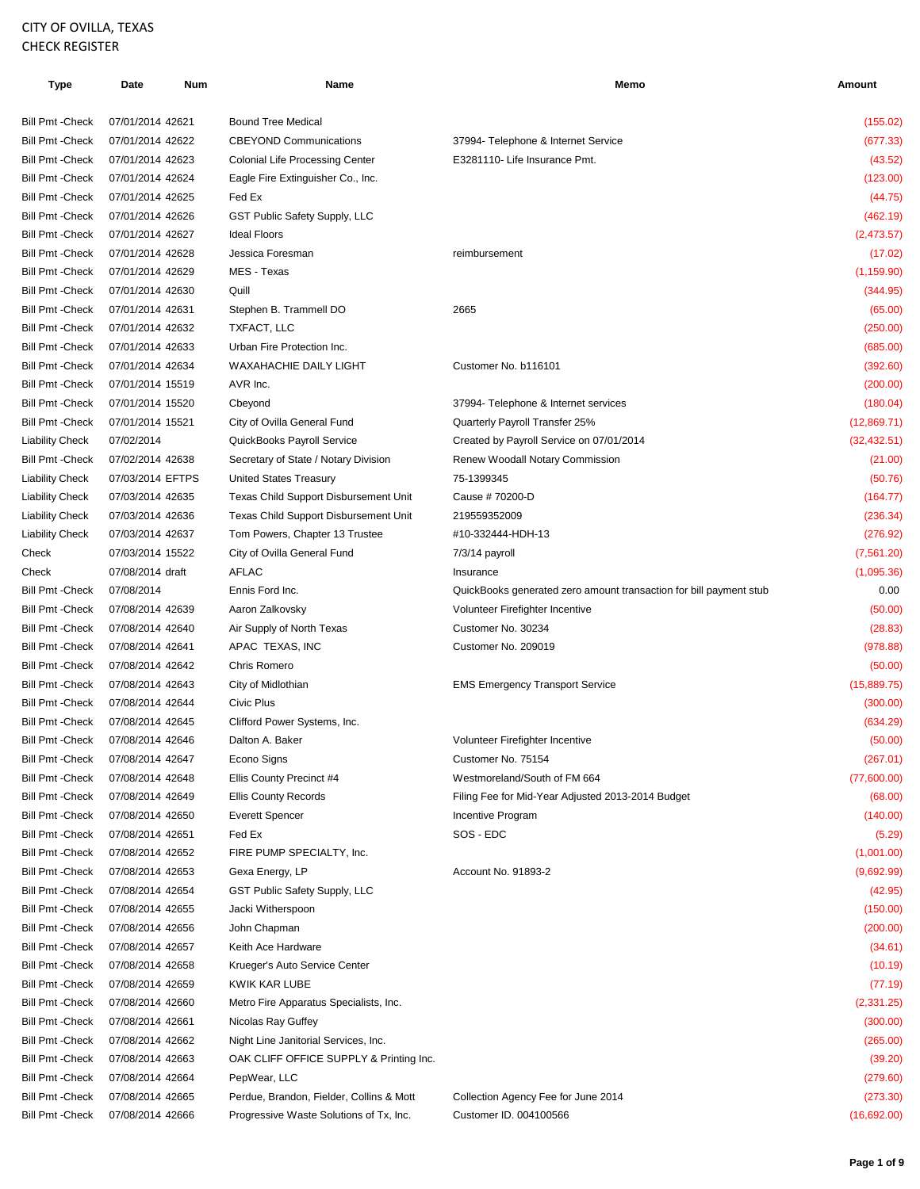CITY OF OVILLA, TEXAS
CHECK REGISTER

| Type | Date | Num | Name | Memo | Amount |
|---|---|---|---|---|---|
| Bill Pmt -Check | 07/01/2014 | 42621 | Bound Tree Medical | | (155.02) |
| Bill Pmt -Check | 07/01/2014 | 42622 | CBEYOND Communications | 37994- Telephone & Internet Service | (677.33) |
| Bill Pmt -Check | 07/01/2014 | 42623 | Colonial Life Processing Center | E3281110- Life Insurance Pmt. | (43.52) |
| Bill Pmt -Check | 07/01/2014 | 42624 | Eagle Fire Extinguisher Co., Inc. | | (123.00) |
| Bill Pmt -Check | 07/01/2014 | 42625 | Fed Ex | | (44.75) |
| Bill Pmt -Check | 07/01/2014 | 42626 | GST Public Safety Supply, LLC | | (462.19) |
| Bill Pmt -Check | 07/01/2014 | 42627 | Ideal Floors | | (2,473.57) |
| Bill Pmt -Check | 07/01/2014 | 42628 | Jessica Foresman | reimbursement | (17.02) |
| Bill Pmt -Check | 07/01/2014 | 42629 | MES - Texas | | (1,159.90) |
| Bill Pmt -Check | 07/01/2014 | 42630 | Quill | | (344.95) |
| Bill Pmt -Check | 07/01/2014 | 42631 | Stephen B. Trammell DO | 2665 | (65.00) |
| Bill Pmt -Check | 07/01/2014 | 42632 | TXFACT, LLC | | (250.00) |
| Bill Pmt -Check | 07/01/2014 | 42633 | Urban Fire Protection Inc. | | (685.00) |
| Bill Pmt -Check | 07/01/2014 | 42634 | WAXAHACHIE DAILY LIGHT | Customer No. b116101 | (392.60) |
| Bill Pmt -Check | 07/01/2014 | 15519 | AVR Inc. | | (200.00) |
| Bill Pmt -Check | 07/01/2014 | 15520 | Cbeyond | 37994- Telephone & Internet services | (180.04) |
| Bill Pmt -Check | 07/01/2014 | 15521 | City of Ovilla General Fund | Quarterly Payroll Transfer 25% | (12,869.71) |
| Liability Check | 07/02/2014 | | QuickBooks Payroll Service | Created by Payroll Service on 07/01/2014 | (32,432.51) |
| Bill Pmt -Check | 07/02/2014 | 42638 | Secretary of State / Notary Division | Renew Woodall Notary Commission | (21.00) |
| Liability Check | 07/03/2014 | EFTPS | United States Treasury | 75-1399345 | (50.76) |
| Liability Check | 07/03/2014 | 42635 | Texas Child Support Disbursement Unit | Cause # 70200-D | (164.77) |
| Liability Check | 07/03/2014 | 42636 | Texas Child Support Disbursement Unit | 219559352009 | (236.34) |
| Liability Check | 07/03/2014 | 42637 | Tom Powers, Chapter 13 Trustee | #10-332444-HDH-13 | (276.92) |
| Check | 07/03/2014 | 15522 | City of Ovilla General Fund | 7/3/14 payroll | (7,561.20) |
| Check | 07/08/2014 | draft | AFLAC | Insurance | (1,095.36) |
| Bill Pmt -Check | 07/08/2014 | | Ennis Ford Inc. | QuickBooks generated zero amount transaction for bill payment stub | 0.00 |
| Bill Pmt -Check | 07/08/2014 | 42639 | Aaron Zalkovsky | Volunteer Firefighter Incentive | (50.00) |
| Bill Pmt -Check | 07/08/2014 | 42640 | Air Supply of North Texas | Customer No. 30234 | (28.83) |
| Bill Pmt -Check | 07/08/2014 | 42641 | APAC TEXAS, INC | Customer No. 209019 | (978.88) |
| Bill Pmt -Check | 07/08/2014 | 42642 | Chris Romero | | (50.00) |
| Bill Pmt -Check | 07/08/2014 | 42643 | City of Midlothian | EMS Emergency Transport Service | (15,889.75) |
| Bill Pmt -Check | 07/08/2014 | 42644 | Civic Plus | | (300.00) |
| Bill Pmt -Check | 07/08/2014 | 42645 | Clifford Power Systems, Inc. | | (634.29) |
| Bill Pmt -Check | 07/08/2014 | 42646 | Dalton A. Baker | Volunteer Firefighter Incentive | (50.00) |
| Bill Pmt -Check | 07/08/2014 | 42647 | Econo Signs | Customer No. 75154 | (267.01) |
| Bill Pmt -Check | 07/08/2014 | 42648 | Ellis County Precinct #4 | Westmoreland/South of FM 664 | (77,600.00) |
| Bill Pmt -Check | 07/08/2014 | 42649 | Ellis County Records | Filing Fee for Mid-Year Adjusted 2013-2014 Budget | (68.00) |
| Bill Pmt -Check | 07/08/2014 | 42650 | Everett Spencer | Incentive Program | (140.00) |
| Bill Pmt -Check | 07/08/2014 | 42651 | Fed Ex | SOS - EDC | (5.29) |
| Bill Pmt -Check | 07/08/2014 | 42652 | FIRE PUMP SPECIALTY, Inc. | | (1,001.00) |
| Bill Pmt -Check | 07/08/2014 | 42653 | Gexa Energy, LP | Account No. 91893-2 | (9,692.99) |
| Bill Pmt -Check | 07/08/2014 | 42654 | GST Public Safety Supply, LLC | | (42.95) |
| Bill Pmt -Check | 07/08/2014 | 42655 | Jacki Witherspoon | | (150.00) |
| Bill Pmt -Check | 07/08/2014 | 42656 | John Chapman | | (200.00) |
| Bill Pmt -Check | 07/08/2014 | 42657 | Keith Ace Hardware | | (34.61) |
| Bill Pmt -Check | 07/08/2014 | 42658 | Krueger's Auto Service Center | | (10.19) |
| Bill Pmt -Check | 07/08/2014 | 42659 | KWIK KAR LUBE | | (77.19) |
| Bill Pmt -Check | 07/08/2014 | 42660 | Metro Fire Apparatus Specialists, Inc. | | (2,331.25) |
| Bill Pmt -Check | 07/08/2014 | 42661 | Nicolas Ray Guffey | | (300.00) |
| Bill Pmt -Check | 07/08/2014 | 42662 | Night Line Janitorial Services, Inc. | | (265.00) |
| Bill Pmt -Check | 07/08/2014 | 42663 | OAK CLIFF OFFICE SUPPLY & Printing Inc. | | (39.20) |
| Bill Pmt -Check | 07/08/2014 | 42664 | PepWear, LLC | | (279.60) |
| Bill Pmt -Check | 07/08/2014 | 42665 | Perdue, Brandon, Fielder, Collins & Mott | Collection Agency Fee for June 2014 | (273.30) |
| Bill Pmt -Check | 07/08/2014 | 42666 | Progressive Waste Solutions of Tx, Inc. | Customer ID. 004100566 | (16,692.00) |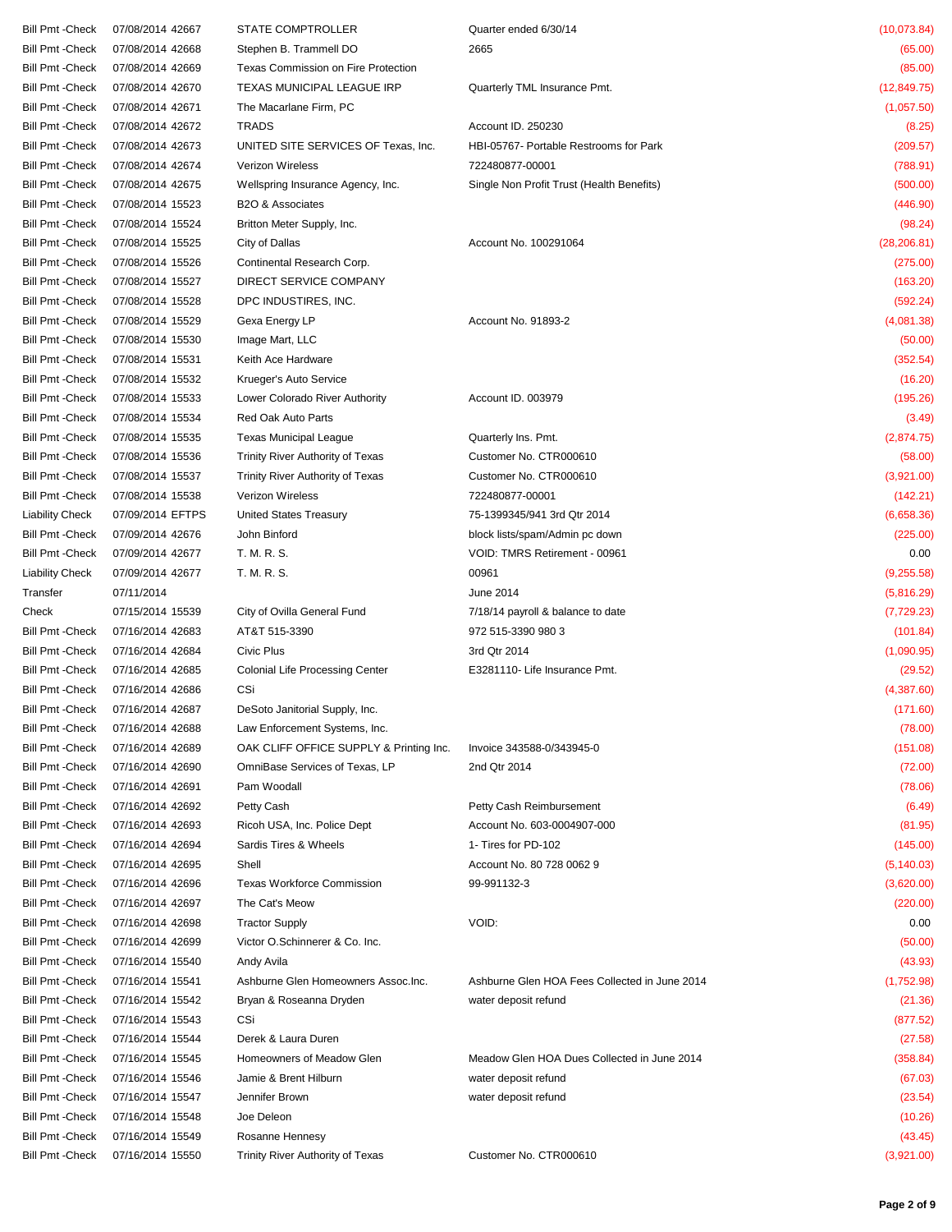| | | | | | |
|---|---|---|---|---|---|
| Bill Pmt -Check | 07/08/2014 | 42667 | STATE COMPTROLLER | Quarter ended 6/30/14 | (10,073.84) |
| Bill Pmt -Check | 07/08/2014 | 42668 | Stephen B. Trammell DO | 2665 | (65.00) |
| Bill Pmt -Check | 07/08/2014 | 42669 | Texas Commission on Fire Protection | | (85.00) |
| Bill Pmt -Check | 07/08/2014 | 42670 | TEXAS MUNICIPAL LEAGUE IRP | Quarterly TML Insurance Pmt. | (12,849.75) |
| Bill Pmt -Check | 07/08/2014 | 42671 | The Macarlane Firm, PC | | (1,057.50) |
| Bill Pmt -Check | 07/08/2014 | 42672 | TRADS | Account ID. 250230 | (8.25) |
| Bill Pmt -Check | 07/08/2014 | 42673 | UNITED SITE SERVICES OF Texas, Inc. | HBI-05767- Portable Restrooms for Park | (209.57) |
| Bill Pmt -Check | 07/08/2014 | 42674 | Verizon Wireless | 722480877-00001 | (788.91) |
| Bill Pmt -Check | 07/08/2014 | 42675 | Wellspring Insurance Agency, Inc. | Single Non Profit Trust (Health Benefits) | (500.00) |
| Bill Pmt -Check | 07/08/2014 | 15523 | B2O & Associates | | (446.90) |
| Bill Pmt -Check | 07/08/2014 | 15524 | Britton Meter Supply, Inc. | | (98.24) |
| Bill Pmt -Check | 07/08/2014 | 15525 | City of Dallas | Account No. 100291064 | (28,206.81) |
| Bill Pmt -Check | 07/08/2014 | 15526 | Continental Research Corp. | | (275.00) |
| Bill Pmt -Check | 07/08/2014 | 15527 | DIRECT SERVICE COMPANY | | (163.20) |
| Bill Pmt -Check | 07/08/2014 | 15528 | DPC INDUSTIRES, INC. | | (592.24) |
| Bill Pmt -Check | 07/08/2014 | 15529 | Gexa Energy LP | Account No. 91893-2 | (4,081.38) |
| Bill Pmt -Check | 07/08/2014 | 15530 | Image Mart, LLC | | (50.00) |
| Bill Pmt -Check | 07/08/2014 | 15531 | Keith Ace Hardware | | (352.54) |
| Bill Pmt -Check | 07/08/2014 | 15532 | Krueger's Auto Service | | (16.20) |
| Bill Pmt -Check | 07/08/2014 | 15533 | Lower Colorado River Authority | Account ID. 003979 | (195.26) |
| Bill Pmt -Check | 07/08/2014 | 15534 | Red Oak Auto Parts | | (3.49) |
| Bill Pmt -Check | 07/08/2014 | 15535 | Texas Municipal League | Quarterly Ins. Pmt. | (2,874.75) |
| Bill Pmt -Check | 07/08/2014 | 15536 | Trinity River Authority of Texas | Customer No. CTR000610 | (58.00) |
| Bill Pmt -Check | 07/08/2014 | 15537 | Trinity River Authority of Texas | Customer No. CTR000610 | (3,921.00) |
| Bill Pmt -Check | 07/08/2014 | 15538 | Verizon Wireless | 722480877-00001 | (142.21) |
| Liability Check | 07/09/2014 | EFTPS | United States Treasury | 75-1399345/941 3rd Qtr 2014 | (6,658.36) |
| Bill Pmt -Check | 07/09/2014 | 42676 | John Binford | block lists/spam/Admin pc down | (225.00) |
| Bill Pmt -Check | 07/09/2014 | 42677 | T. M. R. S. | VOID: TMRS Retirement - 00961 | 0.00 |
| Liability Check | 07/09/2014 | 42677 | T. M. R. S. | 00961 | (9,255.58) |
| Transfer | 07/11/2014 | | | June 2014 | (5,816.29) |
| Check | 07/15/2014 | 15539 | City of Ovilla General Fund | 7/18/14 payroll & balance to date | (7,729.23) |
| Bill Pmt -Check | 07/16/2014 | 42683 | AT&T 515-3390 | 972 515-3390 980 3 | (101.84) |
| Bill Pmt -Check | 07/16/2014 | 42684 | Civic Plus | 3rd Qtr 2014 | (1,090.95) |
| Bill Pmt -Check | 07/16/2014 | 42685 | Colonial Life Processing Center | E3281110- Life Insurance Pmt. | (29.52) |
| Bill Pmt -Check | 07/16/2014 | 42686 | CSi | | (4,387.60) |
| Bill Pmt -Check | 07/16/2014 | 42687 | DeSoto Janitorial Supply, Inc. | | (171.60) |
| Bill Pmt -Check | 07/16/2014 | 42688 | Law Enforcement Systems, Inc. | | (78.00) |
| Bill Pmt -Check | 07/16/2014 | 42689 | OAK CLIFF OFFICE SUPPLY & Printing Inc. | Invoice 343588-0/343945-0 | (151.08) |
| Bill Pmt -Check | 07/16/2014 | 42690 | OmniBase Services of Texas, LP | 2nd Qtr 2014 | (72.00) |
| Bill Pmt -Check | 07/16/2014 | 42691 | Pam Woodall | | (78.06) |
| Bill Pmt -Check | 07/16/2014 | 42692 | Petty Cash | Petty Cash Reimbursement | (6.49) |
| Bill Pmt -Check | 07/16/2014 | 42693 | Ricoh USA, Inc. Police Dept | Account No. 603-0004907-000 | (81.95) |
| Bill Pmt -Check | 07/16/2014 | 42694 | Sardis Tires & Wheels | 1- Tires for PD-102 | (145.00) |
| Bill Pmt -Check | 07/16/2014 | 42695 | Shell | Account No. 80 728 0062 9 | (5,140.03) |
| Bill Pmt -Check | 07/16/2014 | 42696 | Texas Workforce Commission | 99-991132-3 | (3,620.00) |
| Bill Pmt -Check | 07/16/2014 | 42697 | The Cat's Meow | | (220.00) |
| Bill Pmt -Check | 07/16/2014 | 42698 | Tractor Supply | VOID: | 0.00 |
| Bill Pmt -Check | 07/16/2014 | 42699 | Victor O.Schinnerer & Co. Inc. | | (50.00) |
| Bill Pmt -Check | 07/16/2014 | 15540 | Andy Avila | | (43.93) |
| Bill Pmt -Check | 07/16/2014 | 15541 | Ashburne Glen Homeowners Assoc.Inc. | Ashburne Glen HOA Fees Collected in June 2014 | (1,752.98) |
| Bill Pmt -Check | 07/16/2014 | 15542 | Bryan & Roseanna Dryden | water deposit refund | (21.36) |
| Bill Pmt -Check | 07/16/2014 | 15543 | CSi | | (877.52) |
| Bill Pmt -Check | 07/16/2014 | 15544 | Derek & Laura Duren | | (27.58) |
| Bill Pmt -Check | 07/16/2014 | 15545 | Homeowners of Meadow Glen | Meadow Glen HOA Dues Collected in June 2014 | (358.84) |
| Bill Pmt -Check | 07/16/2014 | 15546 | Jamie & Brent Hilburn | water deposit refund | (67.03) |
| Bill Pmt -Check | 07/16/2014 | 15547 | Jennifer Brown | water deposit refund | (23.54) |
| Bill Pmt -Check | 07/16/2014 | 15548 | Joe Deleon | | (10.26) |
| Bill Pmt -Check | 07/16/2014 | 15549 | Rosanne Hennesy | | (43.45) |
| Bill Pmt -Check | 07/16/2014 | 15550 | Trinity River Authority of Texas | Customer No. CTR000610 | (3,921.00) |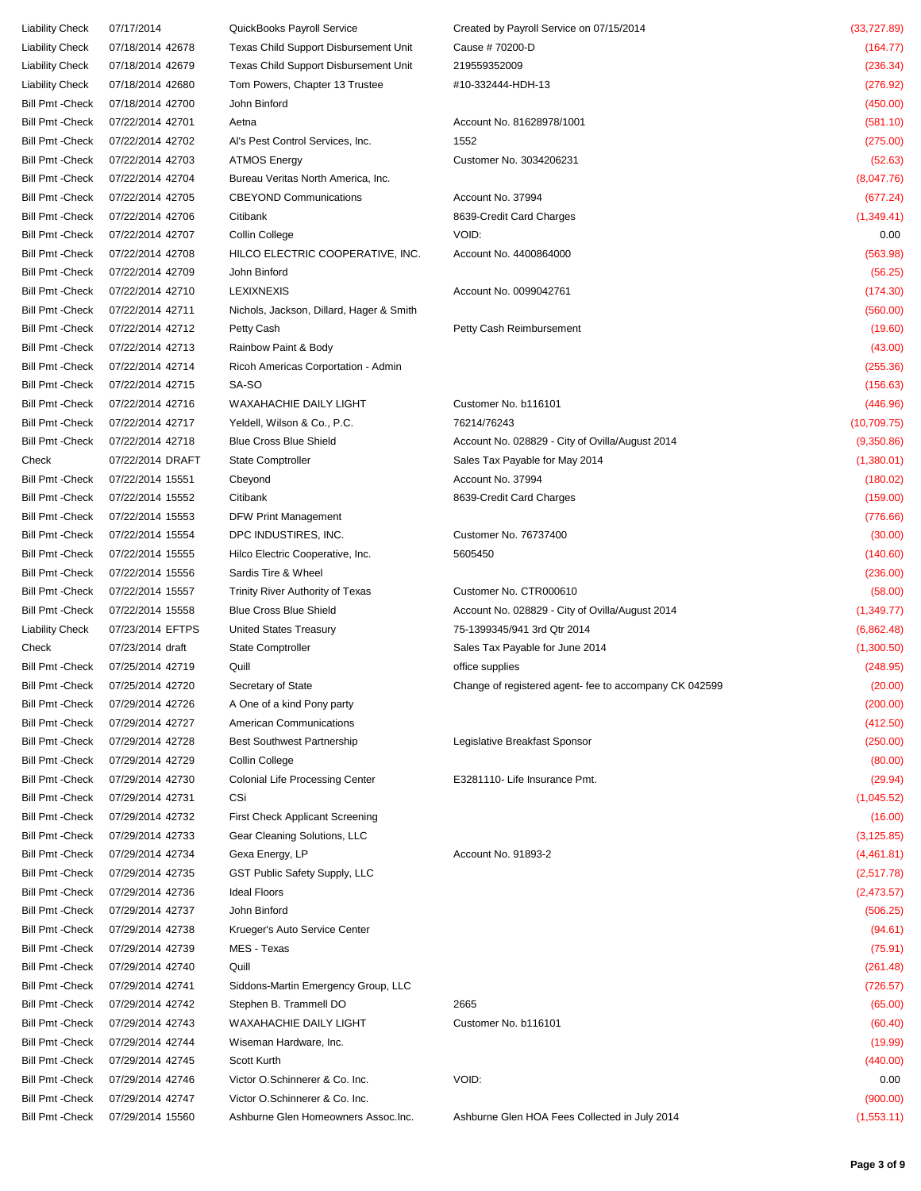| | | | | | |
|---|---|---|---|---|---|
| Liability Check | 07/17/2014 | | QuickBooks Payroll Service | Created by Payroll Service on 07/15/2014 | (33,727.89) |
| Liability Check | 07/18/2014 | 42678 | Texas Child Support Disbursement Unit | Cause # 70200-D | (164.77) |
| Liability Check | 07/18/2014 | 42679 | Texas Child Support Disbursement Unit | 219559352009 | (236.34) |
| Liability Check | 07/18/2014 | 42680 | Tom Powers, Chapter 13 Trustee | #10-332444-HDH-13 | (276.92) |
| Bill Pmt -Check | 07/18/2014 | 42700 | John Binford | | (450.00) |
| Bill Pmt -Check | 07/22/2014 | 42701 | Aetna | Account No. 81628978/1001 | (581.10) |
| Bill Pmt -Check | 07/22/2014 | 42702 | Al's Pest Control Services, Inc. | 1552 | (275.00) |
| Bill Pmt -Check | 07/22/2014 | 42703 | ATMOS Energy | Customer No. 3034206231 | (52.63) |
| Bill Pmt -Check | 07/22/2014 | 42704 | Bureau Veritas North America, Inc. | | (8,047.76) |
| Bill Pmt -Check | 07/22/2014 | 42705 | CBEYOND Communications | Account No. 37994 | (677.24) |
| Bill Pmt -Check | 07/22/2014 | 42706 | Citibank | 8639-Credit Card Charges | (1,349.41) |
| Bill Pmt -Check | 07/22/2014 | 42707 | Collin College | VOID: | 0.00 |
| Bill Pmt -Check | 07/22/2014 | 42708 | HILCO ELECTRIC COOPERATIVE, INC. | Account No. 4400864000 | (563.98) |
| Bill Pmt -Check | 07/22/2014 | 42709 | John Binford | | (56.25) |
| Bill Pmt -Check | 07/22/2014 | 42710 | LEXIXNEXIS | Account No. 0099042761 | (174.30) |
| Bill Pmt -Check | 07/22/2014 | 42711 | Nichols, Jackson, Dillard, Hager & Smith | | (560.00) |
| Bill Pmt -Check | 07/22/2014 | 42712 | Petty Cash | Petty Cash Reimbursement | (19.60) |
| Bill Pmt -Check | 07/22/2014 | 42713 | Rainbow Paint & Body | | (43.00) |
| Bill Pmt -Check | 07/22/2014 | 42714 | Ricoh Americas Corportation - Admin | | (255.36) |
| Bill Pmt -Check | 07/22/2014 | 42715 | SA-SO | | (156.63) |
| Bill Pmt -Check | 07/22/2014 | 42716 | WAXAHACHIE DAILY LIGHT | Customer No. b116101 | (446.96) |
| Bill Pmt -Check | 07/22/2014 | 42717 | Yeldell, Wilson & Co., P.C. | 76214/76243 | (10,709.75) |
| Bill Pmt -Check | 07/22/2014 | 42718 | Blue Cross Blue Shield | Account No. 028829 - City of Ovilla/August 2014 | (9,350.86) |
| Check | 07/22/2014 | DRAFT | State Comptroller | Sales Tax Payable for May 2014 | (1,380.01) |
| Bill Pmt -Check | 07/22/2014 | 15551 | Cbeyond | Account No. 37994 | (180.02) |
| Bill Pmt -Check | 07/22/2014 | 15552 | Citibank | 8639-Credit Card Charges | (159.00) |
| Bill Pmt -Check | 07/22/2014 | 15553 | DFW Print Management | | (776.66) |
| Bill Pmt -Check | 07/22/2014 | 15554 | DPC INDUSTIRES, INC. | Customer No. 76737400 | (30.00) |
| Bill Pmt -Check | 07/22/2014 | 15555 | Hilco Electric Cooperative, Inc. | 5605450 | (140.60) |
| Bill Pmt -Check | 07/22/2014 | 15556 | Sardis Tire & Wheel | | (236.00) |
| Bill Pmt -Check | 07/22/2014 | 15557 | Trinity River Authority of Texas | Customer No. CTR000610 | (58.00) |
| Bill Pmt -Check | 07/22/2014 | 15558 | Blue Cross Blue Shield | Account No. 028829 - City of Ovilla/August 2014 | (1,349.77) |
| Liability Check | 07/23/2014 | EFTPS | United States Treasury | 75-1399345/941 3rd Qtr 2014 | (6,862.48) |
| Check | 07/23/2014 | draft | State Comptroller | Sales Tax Payable for June 2014 | (1,300.50) |
| Bill Pmt -Check | 07/25/2014 | 42719 | Quill | office supplies | (248.95) |
| Bill Pmt -Check | 07/25/2014 | 42720 | Secretary of State | Change of registered agent- fee to accompany CK 042599 | (20.00) |
| Bill Pmt -Check | 07/29/2014 | 42726 | A One of a kind Pony party | | (200.00) |
| Bill Pmt -Check | 07/29/2014 | 42727 | American Communications | | (412.50) |
| Bill Pmt -Check | 07/29/2014 | 42728 | Best Southwest Partnership | Legislative Breakfast Sponsor | (250.00) |
| Bill Pmt -Check | 07/29/2014 | 42729 | Collin College | | (80.00) |
| Bill Pmt -Check | 07/29/2014 | 42730 | Colonial Life Processing Center | E3281110- Life Insurance Pmt. | (29.94) |
| Bill Pmt -Check | 07/29/2014 | 42731 | CSi | | (1,045.52) |
| Bill Pmt -Check | 07/29/2014 | 42732 | First Check Applicant Screening | | (16.00) |
| Bill Pmt -Check | 07/29/2014 | 42733 | Gear Cleaning Solutions, LLC | | (3,125.85) |
| Bill Pmt -Check | 07/29/2014 | 42734 | Gexa Energy, LP | Account No. 91893-2 | (4,461.81) |
| Bill Pmt -Check | 07/29/2014 | 42735 | GST Public Safety Supply, LLC | | (2,517.78) |
| Bill Pmt -Check | 07/29/2014 | 42736 | Ideal Floors | | (2,473.57) |
| Bill Pmt -Check | 07/29/2014 | 42737 | John Binford | | (506.25) |
| Bill Pmt -Check | 07/29/2014 | 42738 | Krueger's Auto Service Center | | (94.61) |
| Bill Pmt -Check | 07/29/2014 | 42739 | MES - Texas | | (75.91) |
| Bill Pmt -Check | 07/29/2014 | 42740 | Quill | | (261.48) |
| Bill Pmt -Check | 07/29/2014 | 42741 | Siddons-Martin Emergency Group, LLC | | (726.57) |
| Bill Pmt -Check | 07/29/2014 | 42742 | Stephen B. Trammell DO | 2665 | (65.00) |
| Bill Pmt -Check | 07/29/2014 | 42743 | WAXAHACHIE DAILY LIGHT | Customer No. b116101 | (60.40) |
| Bill Pmt -Check | 07/29/2014 | 42744 | Wiseman Hardware, Inc. | | (19.99) |
| Bill Pmt -Check | 07/29/2014 | 42745 | Scott Kurth | | (440.00) |
| Bill Pmt -Check | 07/29/2014 | 42746 | Victor O.Schinnerer & Co. Inc. | VOID: | 0.00 |
| Bill Pmt -Check | 07/29/2014 | 42747 | Victor O.Schinnerer & Co. Inc. | | (900.00) |
| Bill Pmt -Check | 07/29/2014 | 15560 | Ashburne Glen Homeowners Assoc.Inc. | Ashburne Glen HOA Fees Collected in July 2014 | (1,553.11) |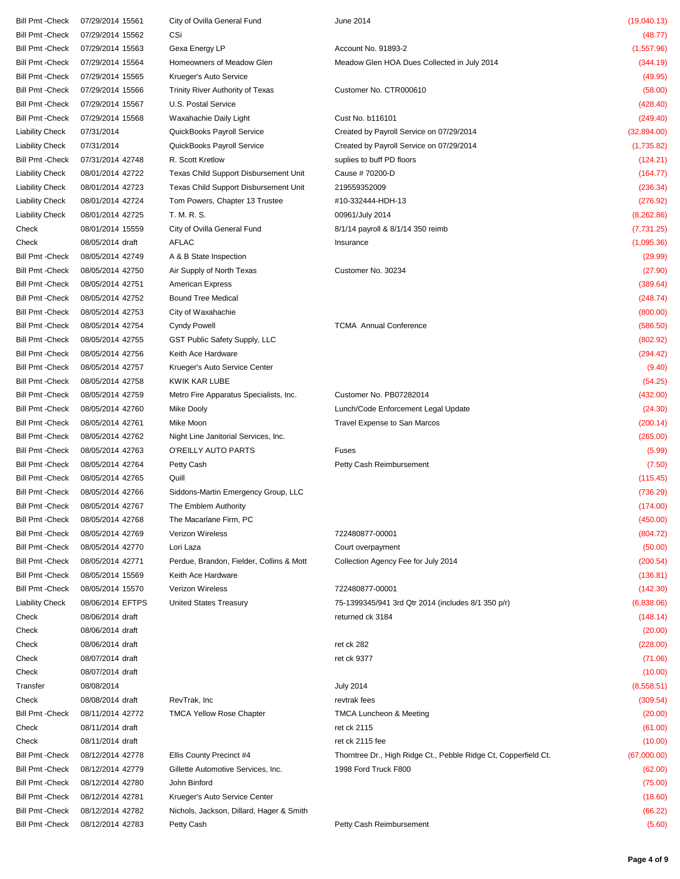| | | | | | |
|---|---|---|---|---|---|
| Bill Pmt -Check | 07/29/2014 | 15561 | City of Ovilla General Fund | June 2014 | (19,040.13) |
| Bill Pmt -Check | 07/29/2014 | 15562 | CSi | | (48.77) |
| Bill Pmt -Check | 07/29/2014 | 15563 | Gexa Energy LP | Account No. 91893-2 | (1,557.96) |
| Bill Pmt -Check | 07/29/2014 | 15564 | Homeowners of Meadow Glen | Meadow Glen HOA Dues Collected in July 2014 | (344.19) |
| Bill Pmt -Check | 07/29/2014 | 15565 | Krueger's Auto Service | | (49.95) |
| Bill Pmt -Check | 07/29/2014 | 15566 | Trinity River Authority of Texas | Customer No. CTR000610 | (58.00) |
| Bill Pmt -Check | 07/29/2014 | 15567 | U.S. Postal Service | | (428.40) |
| Bill Pmt -Check | 07/29/2014 | 15568 | Waxahachie Daily Light | Cust No. b116101 | (249.40) |
| Liability Check | 07/31/2014 | | QuickBooks Payroll Service | Created by Payroll Service on 07/29/2014 | (32,894.00) |
| Liability Check | 07/31/2014 | | QuickBooks Payroll Service | Created by Payroll Service on 07/29/2014 | (1,735.82) |
| Bill Pmt -Check | 07/31/2014 | 42748 | R. Scott Kretlow | suplies to buff PD floors | (124.21) |
| Liability Check | 08/01/2014 | 42722 | Texas Child Support Disbursement Unit | Cause # 70200-D | (164.77) |
| Liability Check | 08/01/2014 | 42723 | Texas Child Support Disbursement Unit | 219559352009 | (236.34) |
| Liability Check | 08/01/2014 | 42724 | Tom Powers, Chapter 13 Trustee | #10-332444-HDH-13 | (276.92) |
| Liability Check | 08/01/2014 | 42725 | T. M. R. S. | 00961/July 2014 | (8,262.86) |
| Check | 08/01/2014 | 15559 | City of Ovilla General Fund | 8/1/14 payroll & 8/1/14 350 reimb | (7,731.25) |
| Check | 08/05/2014 | draft | AFLAC | Insurance | (1,095.36) |
| Bill Pmt -Check | 08/05/2014 | 42749 | A & B State Inspection | | (29.99) |
| Bill Pmt -Check | 08/05/2014 | 42750 | Air Supply of North Texas | Customer No. 30234 | (27.90) |
| Bill Pmt -Check | 08/05/2014 | 42751 | American Express | | (389.64) |
| Bill Pmt -Check | 08/05/2014 | 42752 | Bound Tree Medical | | (248.74) |
| Bill Pmt -Check | 08/05/2014 | 42753 | City of Waxahachie | | (800.00) |
| Bill Pmt -Check | 08/05/2014 | 42754 | Cyndy Powell | TCMA Annual Conference | (586.50) |
| Bill Pmt -Check | 08/05/2014 | 42755 | GST Public Safety Supply, LLC | | (802.92) |
| Bill Pmt -Check | 08/05/2014 | 42756 | Keith Ace Hardware | | (294.42) |
| Bill Pmt -Check | 08/05/2014 | 42757 | Krueger's Auto Service Center | | (9.40) |
| Bill Pmt -Check | 08/05/2014 | 42758 | KWIK KAR LUBE | | (54.25) |
| Bill Pmt -Check | 08/05/2014 | 42759 | Metro Fire Apparatus Specialists, Inc. | Customer No. PB07282014 | (432.00) |
| Bill Pmt -Check | 08/05/2014 | 42760 | Mike Dooly | Lunch/Code Enforcement Legal Update | (24.30) |
| Bill Pmt -Check | 08/05/2014 | 42761 | Mike Moon | Travel Expense to San Marcos | (200.14) |
| Bill Pmt -Check | 08/05/2014 | 42762 | Night Line Janitorial Services, Inc. | | (265.00) |
| Bill Pmt -Check | 08/05/2014 | 42763 | O'REILLY AUTO PARTS | Fuses | (5.99) |
| Bill Pmt -Check | 08/05/2014 | 42764 | Petty Cash | Petty Cash Reimbursement | (7.50) |
| Bill Pmt -Check | 08/05/2014 | 42765 | Quill | | (115.45) |
| Bill Pmt -Check | 08/05/2014 | 42766 | Siddons-Martin Emergency Group, LLC | | (736.29) |
| Bill Pmt -Check | 08/05/2014 | 42767 | The Emblem Authority | | (174.00) |
| Bill Pmt -Check | 08/05/2014 | 42768 | The Macarlane Firm, PC | | (450.00) |
| Bill Pmt -Check | 08/05/2014 | 42769 | Verizon Wireless | 722480877-00001 | (804.72) |
| Bill Pmt -Check | 08/05/2014 | 42770 | Lori Laza | Court overpayment | (50.00) |
| Bill Pmt -Check | 08/05/2014 | 42771 | Perdue, Brandon, Fielder, Collins & Mott | Collection Agency Fee for July 2014 | (200.54) |
| Bill Pmt -Check | 08/05/2014 | 15569 | Keith Ace Hardware | | (136.81) |
| Bill Pmt -Check | 08/05/2014 | 15570 | Verizon Wireless | 722480877-00001 | (142.30) |
| Liability Check | 08/06/2014 | EFTPS | United States Treasury | 75-1399345/941 3rd Qtr 2014 (includes 8/1 350 p/r) | (6,838.06) |
| Check | 08/06/2014 | draft | | returned ck 3184 | (148.14) |
| Check | 08/06/2014 | draft | | | (20.00) |
| Check | 08/06/2014 | draft | | ret ck 282 | (228.00) |
| Check | 08/07/2014 | draft | | ret ck 9377 | (71.06) |
| Check | 08/07/2014 | draft | | | (10.00) |
| Transfer | 08/08/2014 | | | July 2014 | (8,558.51) |
| Check | 08/08/2014 | draft | RevTrak, Inc | revtrak fees | (309.54) |
| Bill Pmt -Check | 08/11/2014 | 42772 | TMCA Yellow Rose Chapter | TMCA Luncheon & Meeting | (20.00) |
| Check | 08/11/2014 | draft | | ret ck 2115 | (61.00) |
| Check | 08/11/2014 | draft | | ret ck 2115 fee | (10.00) |
| Bill Pmt -Check | 08/12/2014 | 42778 | Ellis County Precinct #4 | Thorntree Dr., High Ridge Ct., Pebble Ridge Ct, Copperfield Ct. | (67,000.00) |
| Bill Pmt -Check | 08/12/2014 | 42779 | Gillette Automotive Services, Inc. | 1998 Ford Truck F800 | (62.00) |
| Bill Pmt -Check | 08/12/2014 | 42780 | John Binford | | (75.00) |
| Bill Pmt -Check | 08/12/2014 | 42781 | Krueger's Auto Service Center | | (18.60) |
| Bill Pmt -Check | 08/12/2014 | 42782 | Nichols, Jackson, Dillard, Hager & Smith | | (66.22) |
| Bill Pmt -Check | 08/12/2014 | 42783 | Petty Cash | Petty Cash Reimbursement | (5.60) |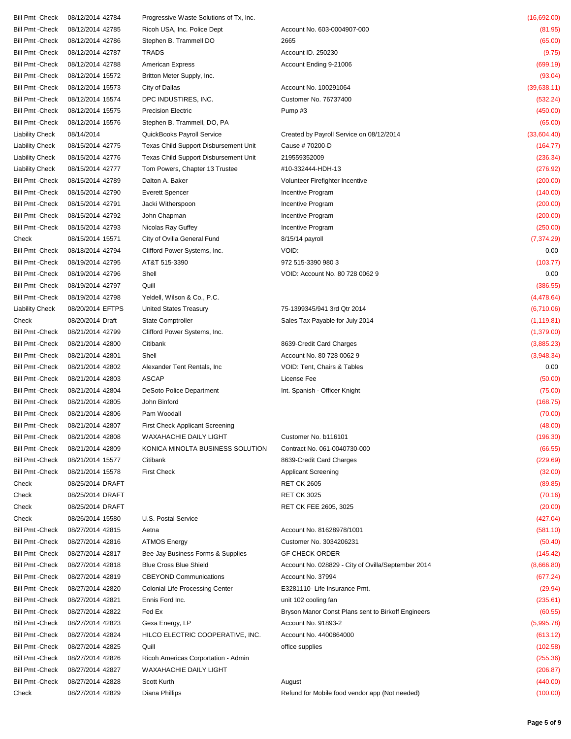| | | | | | |
|---|---|---|---|---|---|
| Bill Pmt -Check | 08/12/2014 | 42784 | Progressive Waste Solutions of Tx, Inc. | | (16,692.00) |
| Bill Pmt -Check | 08/12/2014 | 42785 | Ricoh USA, Inc. Police Dept | Account No. 603-0004907-000 | (81.95) |
| Bill Pmt -Check | 08/12/2014 | 42786 | Stephen B. Trammell DO | 2665 | (65.00) |
| Bill Pmt -Check | 08/12/2014 | 42787 | TRADS | Account ID. 250230 | (9.75) |
| Bill Pmt -Check | 08/12/2014 | 42788 | American Express | Account Ending 9-21006 | (699.19) |
| Bill Pmt -Check | 08/12/2014 | 15572 | Britton Meter Supply, Inc. | | (93.04) |
| Bill Pmt -Check | 08/12/2014 | 15573 | City of Dallas | Account No. 100291064 | (39,638.11) |
| Bill Pmt -Check | 08/12/2014 | 15574 | DPC INDUSTIRES, INC. | Customer No. 76737400 | (532.24) |
| Bill Pmt -Check | 08/12/2014 | 15575 | Precision Electric | Pump #3 | (450.00) |
| Bill Pmt -Check | 08/12/2014 | 15576 | Stephen B. Trammell, DO, PA | | (65.00) |
| Liability Check | 08/14/2014 | | QuickBooks Payroll Service | Created by Payroll Service on 08/12/2014 | (33,604.40) |
| Liability Check | 08/15/2014 | 42775 | Texas Child Support Disbursement Unit | Cause # 70200-D | (164.77) |
| Liability Check | 08/15/2014 | 42776 | Texas Child Support Disbursement Unit | 219559352009 | (236.34) |
| Liability Check | 08/15/2014 | 42777 | Tom Powers, Chapter 13 Trustee | #10-332444-HDH-13 | (276.92) |
| Bill Pmt -Check | 08/15/2014 | 42789 | Dalton A. Baker | Volunteer Firefighter Incentive | (200.00) |
| Bill Pmt -Check | 08/15/2014 | 42790 | Everett Spencer | Incentive Program | (140.00) |
| Bill Pmt -Check | 08/15/2014 | 42791 | Jacki Witherspoon | Incentive Program | (200.00) |
| Bill Pmt -Check | 08/15/2014 | 42792 | John Chapman | Incentive Program | (200.00) |
| Bill Pmt -Check | 08/15/2014 | 42793 | Nicolas Ray Guffey | Incentive Program | (250.00) |
| Check | 08/15/2014 | 15571 | City of Ovilla General Fund | 8/15/14 payroll | (7,374.29) |
| Bill Pmt -Check | 08/18/2014 | 42794 | Clifford Power Systems, Inc. | VOID: | 0.00 |
| Bill Pmt -Check | 08/19/2014 | 42795 | AT&T 515-3390 | 972 515-3390 980 3 | (103.77) |
| Bill Pmt -Check | 08/19/2014 | 42796 | Shell | VOID: Account No. 80 728 0062 9 | 0.00 |
| Bill Pmt -Check | 08/19/2014 | 42797 | Quill | | (386.55) |
| Bill Pmt -Check | 08/19/2014 | 42798 | Yeldell, Wilson & Co., P.C. | | (4,478.64) |
| Liability Check | 08/20/2014 | EFTPS | United States Treasury | 75-1399345/941 3rd Qtr 2014 | (6,710.06) |
| Check | 08/20/2014 | Draft | State Comptroller | Sales Tax Payable for July 2014 | (1,119.81) |
| Bill Pmt -Check | 08/21/2014 | 42799 | Clifford Power Systems, Inc. | | (1,379.00) |
| Bill Pmt -Check | 08/21/2014 | 42800 | Citibank | 8639-Credit Card Charges | (3,885.23) |
| Bill Pmt -Check | 08/21/2014 | 42801 | Shell | Account No. 80 728 0062 9 | (3,948.34) |
| Bill Pmt -Check | 08/21/2014 | 42802 | Alexander Tent Rentals, Inc | VOID: Tent, Chairs & Tables | 0.00 |
| Bill Pmt -Check | 08/21/2014 | 42803 | ASCAP | License Fee | (50.00) |
| Bill Pmt -Check | 08/21/2014 | 42804 | DeSoto Police Department | Int. Spanish - Officer Knight | (75.00) |
| Bill Pmt -Check | 08/21/2014 | 42805 | John Binford | | (168.75) |
| Bill Pmt -Check | 08/21/2014 | 42806 | Pam Woodall | | (70.00) |
| Bill Pmt -Check | 08/21/2014 | 42807 | First Check Applicant Screening | | (48.00) |
| Bill Pmt -Check | 08/21/2014 | 42808 | WAXAHACHIE DAILY LIGHT | Customer No. b116101 | (196.30) |
| Bill Pmt -Check | 08/21/2014 | 42809 | KONICA MINOLTA BUSINESS SOLUTION | Contract No. 061-0040730-000 | (66.55) |
| Bill Pmt -Check | 08/21/2014 | 15577 | Citibank | 8639-Credit Card Charges | (229.69) |
| Bill Pmt -Check | 08/21/2014 | 15578 | First Check | Applicant Screening | (32.00) |
| Check | 08/25/2014 | DRAFT | | RET CK 2605 | (89.85) |
| Check | 08/25/2014 | DRAFT | | RET CK 3025 | (70.16) |
| Check | 08/25/2014 | DRAFT | | RET CK FEE 2605, 3025 | (20.00) |
| Check | 08/26/2014 | 15580 | U.S. Postal Service | | (427.04) |
| Bill Pmt -Check | 08/27/2014 | 42815 | Aetna | Account No. 81628978/1001 | (581.10) |
| Bill Pmt -Check | 08/27/2014 | 42816 | ATMOS Energy | Customer No. 3034206231 | (50.40) |
| Bill Pmt -Check | 08/27/2014 | 42817 | Bee-Jay Business Forms & Supplies | GF CHECK ORDER | (145.42) |
| Bill Pmt -Check | 08/27/2014 | 42818 | Blue Cross Blue Shield | Account No. 028829 - City of Ovilla/September 2014 | (8,666.80) |
| Bill Pmt -Check | 08/27/2014 | 42819 | CBEYOND Communications | Account No. 37994 | (677.24) |
| Bill Pmt -Check | 08/27/2014 | 42820 | Colonial Life Processing Center | E3281110- Life Insurance Pmt. | (29.94) |
| Bill Pmt -Check | 08/27/2014 | 42821 | Ennis Ford Inc. | unit 102 cooling fan | (235.61) |
| Bill Pmt -Check | 08/27/2014 | 42822 | Fed Ex | Bryson Manor Const Plans sent to Birkoff Engineers | (60.55) |
| Bill Pmt -Check | 08/27/2014 | 42823 | Gexa Energy, LP | Account No. 91893-2 | (5,995.78) |
| Bill Pmt -Check | 08/27/2014 | 42824 | HILCO ELECTRIC COOPERATIVE, INC. | Account No. 4400864000 | (613.12) |
| Bill Pmt -Check | 08/27/2014 | 42825 | Quill | office supplies | (102.58) |
| Bill Pmt -Check | 08/27/2014 | 42826 | Ricoh Americas Corportation - Admin | | (255.36) |
| Bill Pmt -Check | 08/27/2014 | 42827 | WAXAHACHIE DAILY LIGHT | | (206.87) |
| Bill Pmt -Check | 08/27/2014 | 42828 | Scott Kurth | August | (440.00) |
| Check | 08/27/2014 | 42829 | Diana Phillips | Refund for Mobile food vendor app (Not needed) | (100.00) |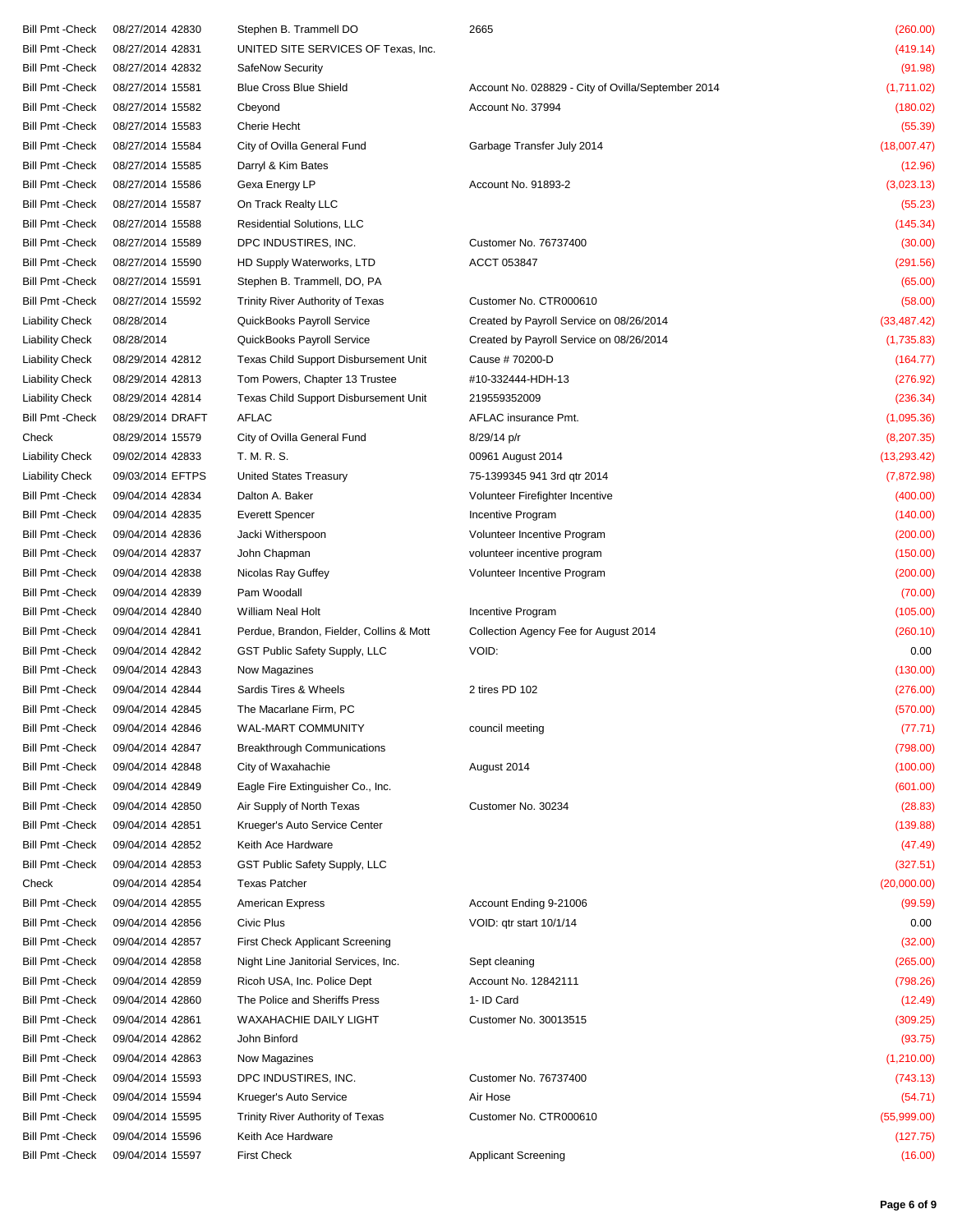| | | | | | |
|---|---|---|---|---|---|
| Bill Pmt -Check | 08/27/2014 | 42830 | Stephen B. Trammell DO | 2665 | (260.00) |
| Bill Pmt -Check | 08/27/2014 | 42831 | UNITED SITE SERVICES OF Texas, Inc. | | (419.14) |
| Bill Pmt -Check | 08/27/2014 | 42832 | SafeNow Security | | (91.98) |
| Bill Pmt -Check | 08/27/2014 | 15581 | Blue Cross Blue Shield | Account No. 028829 - City of Ovilla/September 2014 | (1,711.02) |
| Bill Pmt -Check | 08/27/2014 | 15582 | Cbeyond | Account No. 37994 | (180.02) |
| Bill Pmt -Check | 08/27/2014 | 15583 | Cherie Hecht | | (55.39) |
| Bill Pmt -Check | 08/27/2014 | 15584 | City of Ovilla General Fund | Garbage Transfer July 2014 | (18,007.47) |
| Bill Pmt -Check | 08/27/2014 | 15585 | Darryl & Kim Bates | | (12.96) |
| Bill Pmt -Check | 08/27/2014 | 15586 | Gexa Energy LP | Account No. 91893-2 | (3,023.13) |
| Bill Pmt -Check | 08/27/2014 | 15587 | On Track Realty LLC | | (55.23) |
| Bill Pmt -Check | 08/27/2014 | 15588 | Residential Solutions, LLC | | (145.34) |
| Bill Pmt -Check | 08/27/2014 | 15589 | DPC INDUSTIRES, INC. | Customer No. 76737400 | (30.00) |
| Bill Pmt -Check | 08/27/2014 | 15590 | HD Supply Waterworks, LTD | ACCT 053847 | (291.56) |
| Bill Pmt -Check | 08/27/2014 | 15591 | Stephen B. Trammell, DO, PA | | (65.00) |
| Bill Pmt -Check | 08/27/2014 | 15592 | Trinity River Authority of Texas | Customer No. CTR000610 | (58.00) |
| Liability Check | 08/28/2014 | | QuickBooks Payroll Service | Created by Payroll Service on 08/26/2014 | (33,487.42) |
| Liability Check | 08/28/2014 | | QuickBooks Payroll Service | Created by Payroll Service on 08/26/2014 | (1,735.83) |
| Liability Check | 08/29/2014 | 42812 | Texas Child Support Disbursement Unit | Cause # 70200-D | (164.77) |
| Liability Check | 08/29/2014 | 42813 | Tom Powers, Chapter 13 Trustee | #10-332444-HDH-13 | (276.92) |
| Liability Check | 08/29/2014 | 42814 | Texas Child Support Disbursement Unit | 219559352009 | (236.34) |
| Bill Pmt -Check | 08/29/2014 | DRAFT | AFLAC | AFLAC insurance Pmt. | (1,095.36) |
| Check | 08/29/2014 | 15579 | City of Ovilla General Fund | 8/29/14 p/r | (8,207.35) |
| Liability Check | 09/02/2014 | 42833 | T. M. R. S. | 00961 August 2014 | (13,293.42) |
| Liability Check | 09/03/2014 | EFTPS | United States Treasury | 75-1399345 941 3rd qtr 2014 | (7,872.98) |
| Bill Pmt -Check | 09/04/2014 | 42834 | Dalton A. Baker | Volunteer Firefighter Incentive | (400.00) |
| Bill Pmt -Check | 09/04/2014 | 42835 | Everett Spencer | Incentive Program | (140.00) |
| Bill Pmt -Check | 09/04/2014 | 42836 | Jacki Witherspoon | Volunteer Incentive Program | (200.00) |
| Bill Pmt -Check | 09/04/2014 | 42837 | John Chapman | volunteer incentive program | (150.00) |
| Bill Pmt -Check | 09/04/2014 | 42838 | Nicolas Ray Guffey | Volunteer Incentive Program | (200.00) |
| Bill Pmt -Check | 09/04/2014 | 42839 | Pam Woodall | | (70.00) |
| Bill Pmt -Check | 09/04/2014 | 42840 | William Neal Holt | Incentive Program | (105.00) |
| Bill Pmt -Check | 09/04/2014 | 42841 | Perdue, Brandon, Fielder, Collins & Mott | Collection Agency Fee for August 2014 | (260.10) |
| Bill Pmt -Check | 09/04/2014 | 42842 | GST Public Safety Supply, LLC | VOID: | 0.00 |
| Bill Pmt -Check | 09/04/2014 | 42843 | Now Magazines | | (130.00) |
| Bill Pmt -Check | 09/04/2014 | 42844 | Sardis Tires & Wheels | 2 tires PD 102 | (276.00) |
| Bill Pmt -Check | 09/04/2014 | 42845 | The Macarlane Firm, PC | | (570.00) |
| Bill Pmt -Check | 09/04/2014 | 42846 | WAL-MART COMMUNITY | council meeting | (77.71) |
| Bill Pmt -Check | 09/04/2014 | 42847 | Breakthrough Communications | | (798.00) |
| Bill Pmt -Check | 09/04/2014 | 42848 | City of Waxahachie | August 2014 | (100.00) |
| Bill Pmt -Check | 09/04/2014 | 42849 | Eagle Fire Extinguisher Co., Inc. | | (601.00) |
| Bill Pmt -Check | 09/04/2014 | 42850 | Air Supply of North Texas | Customer No. 30234 | (28.83) |
| Bill Pmt -Check | 09/04/2014 | 42851 | Krueger's Auto Service Center | | (139.88) |
| Bill Pmt -Check | 09/04/2014 | 42852 | Keith Ace Hardware | | (47.49) |
| Bill Pmt -Check | 09/04/2014 | 42853 | GST Public Safety Supply, LLC | | (327.51) |
| Check | 09/04/2014 | 42854 | Texas Patcher | | (20,000.00) |
| Bill Pmt -Check | 09/04/2014 | 42855 | American Express | Account Ending 9-21006 | (99.59) |
| Bill Pmt -Check | 09/04/2014 | 42856 | Civic Plus | VOID: qtr start 10/1/14 | 0.00 |
| Bill Pmt -Check | 09/04/2014 | 42857 | First Check Applicant Screening | | (32.00) |
| Bill Pmt -Check | 09/04/2014 | 42858 | Night Line Janitorial Services, Inc. | Sept cleaning | (265.00) |
| Bill Pmt -Check | 09/04/2014 | 42859 | Ricoh USA, Inc. Police Dept | Account No. 12842111 | (798.26) |
| Bill Pmt -Check | 09/04/2014 | 42860 | The Police and Sheriffs Press | 1- ID Card | (12.49) |
| Bill Pmt -Check | 09/04/2014 | 42861 | WAXAHACHIE DAILY LIGHT | Customer No. 30013515 | (309.25) |
| Bill Pmt -Check | 09/04/2014 | 42862 | John Binford | | (93.75) |
| Bill Pmt -Check | 09/04/2014 | 42863 | Now Magazines | | (1,210.00) |
| Bill Pmt -Check | 09/04/2014 | 15593 | DPC INDUSTIRES, INC. | Customer No. 76737400 | (743.13) |
| Bill Pmt -Check | 09/04/2014 | 15594 | Krueger's Auto Service | Air Hose | (54.71) |
| Bill Pmt -Check | 09/04/2014 | 15595 | Trinity River Authority of Texas | Customer No. CTR000610 | (55,999.00) |
| Bill Pmt -Check | 09/04/2014 | 15596 | Keith Ace Hardware | | (127.75) |
| Bill Pmt -Check | 09/04/2014 | 15597 | First Check | Applicant Screening | (16.00) |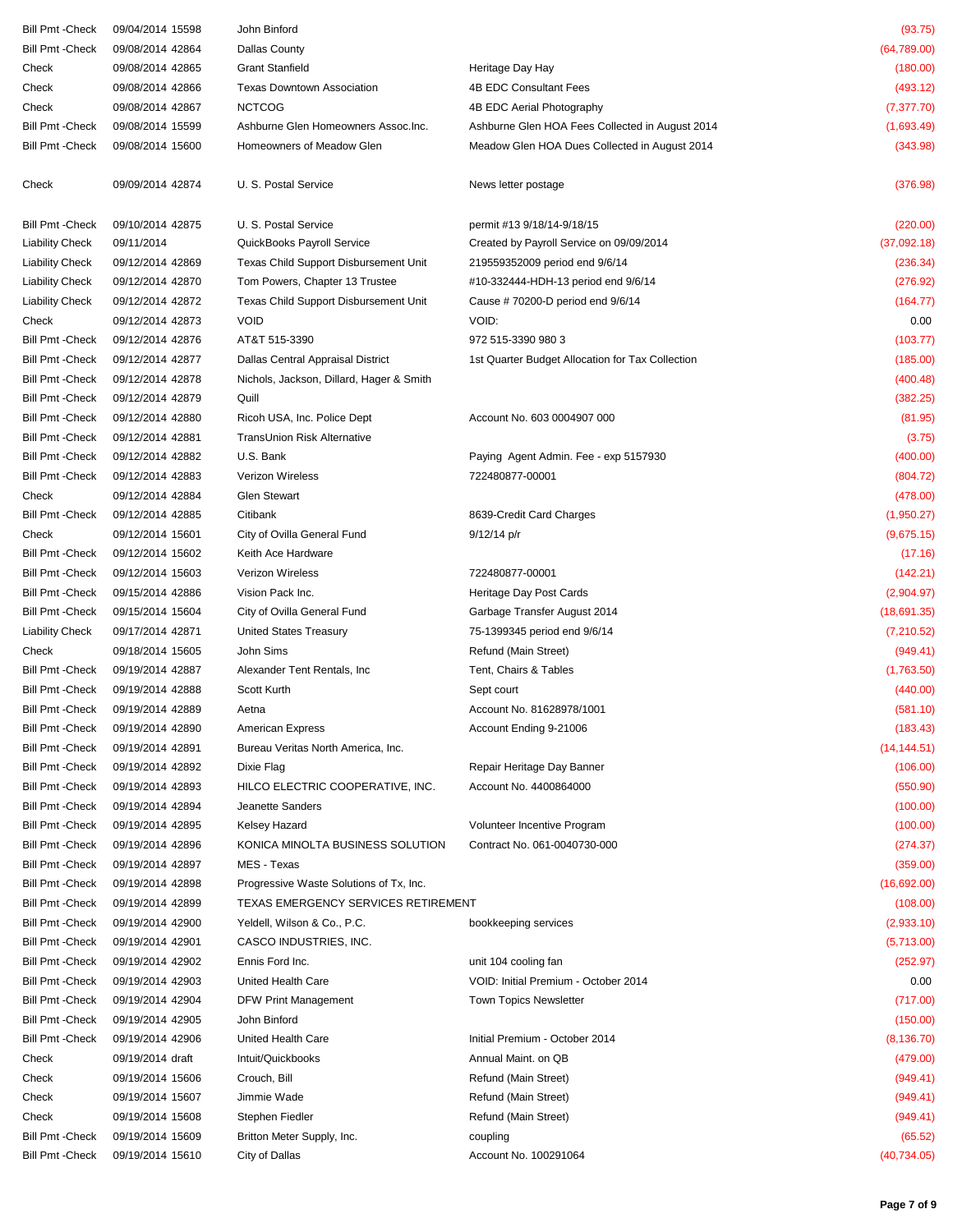| Type | Date | Num | Name | Memo | Amount |
|---|---|---|---|---|---|
| Bill Pmt -Check | 09/04/2014 | 15598 | John Binford | | (93.75) |
| Bill Pmt -Check | 09/08/2014 | 42864 | Dallas County | | (64,789.00) |
| Check | 09/08/2014 | 42865 | Grant Stanfield | Heritage Day Hay | (180.00) |
| Check | 09/08/2014 | 42866 | Texas Downtown Association | 4B EDC Consultant Fees | (493.12) |
| Check | 09/08/2014 | 42867 | NCTCOG | 4B EDC Aerial Photography | (7,377.70) |
| Bill Pmt -Check | 09/08/2014 | 15599 | Ashburne Glen Homeowners Assoc.Inc. | Ashburne Glen HOA Fees Collected in August 2014 | (1,693.49) |
| Bill Pmt -Check | 09/08/2014 | 15600 | Homeowners of Meadow Glen | Meadow Glen HOA Dues Collected in August 2014 | (343.98) |
| Check | 09/09/2014 | 42874 | U. S. Postal Service | News letter postage | (376.98) |
| Bill Pmt -Check | 09/10/2014 | 42875 | U. S. Postal Service | permit #13 9/18/14-9/18/15 | (220.00) |
| Liability Check | 09/11/2014 | | QuickBooks Payroll Service | Created by Payroll Service on 09/09/2014 | (37,092.18) |
| Liability Check | 09/12/2014 | 42869 | Texas Child Support Disbursement Unit | 219559352009 period end 9/6/14 | (236.34) |
| Liability Check | 09/12/2014 | 42870 | Tom Powers, Chapter 13 Trustee | #10-332444-HDH-13 period end 9/6/14 | (276.92) |
| Liability Check | 09/12/2014 | 42872 | Texas Child Support Disbursement Unit | Cause # 70200-D period end 9/6/14 | (164.77) |
| Check | 09/12/2014 | 42873 | VOID | VOID: | 0.00 |
| Bill Pmt -Check | 09/12/2014 | 42876 | AT&T 515-3390 | 972 515-3390 980 3 | (103.77) |
| Bill Pmt -Check | 09/12/2014 | 42877 | Dallas Central Appraisal District | 1st Quarter Budget Allocation for Tax Collection | (185.00) |
| Bill Pmt -Check | 09/12/2014 | 42878 | Nichols, Jackson, Dillard, Hager & Smith | | (400.48) |
| Bill Pmt -Check | 09/12/2014 | 42879 | Quill | | (382.25) |
| Bill Pmt -Check | 09/12/2014 | 42880 | Ricoh USA, Inc. Police Dept | Account No. 603 0004907 000 | (81.95) |
| Bill Pmt -Check | 09/12/2014 | 42881 | TransUnion Risk Alternative | | (3.75) |
| Bill Pmt -Check | 09/12/2014 | 42882 | U.S. Bank | Paying Agent Admin. Fee - exp 5157930 | (400.00) |
| Bill Pmt -Check | 09/12/2014 | 42883 | Verizon Wireless | 722480877-00001 | (804.72) |
| Check | 09/12/2014 | 42884 | Glen Stewart | | (478.00) |
| Bill Pmt -Check | 09/12/2014 | 42885 | Citibank | 8639-Credit Card Charges | (1,950.27) |
| Check | 09/12/2014 | 15601 | City of Ovilla General Fund | 9/12/14 p/r | (9,675.15) |
| Bill Pmt -Check | 09/12/2014 | 15602 | Keith Ace Hardware | | (17.16) |
| Bill Pmt -Check | 09/12/2014 | 15603 | Verizon Wireless | 722480877-00001 | (142.21) |
| Bill Pmt -Check | 09/15/2014 | 42886 | Vision Pack Inc. | Heritage Day Post Cards | (2,904.97) |
| Bill Pmt -Check | 09/15/2014 | 15604 | City of Ovilla General Fund | Garbage Transfer August 2014 | (18,691.35) |
| Liability Check | 09/17/2014 | 42871 | United States Treasury | 75-1399345 period end 9/6/14 | (7,210.52) |
| Check | 09/18/2014 | 15605 | John Sims | Refund (Main Street) | (949.41) |
| Bill Pmt -Check | 09/19/2014 | 42887 | Alexander Tent Rentals, Inc | Tent, Chairs & Tables | (1,763.50) |
| Bill Pmt -Check | 09/19/2014 | 42888 | Scott Kurth | Sept court | (440.00) |
| Bill Pmt -Check | 09/19/2014 | 42889 | Aetna | Account No. 81628978/1001 | (581.10) |
| Bill Pmt -Check | 09/19/2014 | 42890 | American Express | Account Ending 9-21006 | (183.43) |
| Bill Pmt -Check | 09/19/2014 | 42891 | Bureau Veritas North America, Inc. | | (14,144.51) |
| Bill Pmt -Check | 09/19/2014 | 42892 | Dixie Flag | Repair Heritage Day Banner | (106.00) |
| Bill Pmt -Check | 09/19/2014 | 42893 | HILCO ELECTRIC COOPERATIVE, INC. | Account No. 4400864000 | (550.90) |
| Bill Pmt -Check | 09/19/2014 | 42894 | Jeanette Sanders | | (100.00) |
| Bill Pmt -Check | 09/19/2014 | 42895 | Kelsey Hazard | Volunteer Incentive Program | (100.00) |
| Bill Pmt -Check | 09/19/2014 | 42896 | KONICA MINOLTA BUSINESS SOLUTION | Contract No. 061-0040730-000 | (274.37) |
| Bill Pmt -Check | 09/19/2014 | 42897 | MES - Texas | | (359.00) |
| Bill Pmt -Check | 09/19/2014 | 42898 | Progressive Waste Solutions of Tx, Inc. | | (16,692.00) |
| Bill Pmt -Check | 09/19/2014 | 42899 | TEXAS EMERGENCY SERVICES RETIREMENT | | (108.00) |
| Bill Pmt -Check | 09/19/2014 | 42900 | Yeldell, Wilson & Co., P.C. | bookkeeping services | (2,933.10) |
| Bill Pmt -Check | 09/19/2014 | 42901 | CASCO INDUSTRIES, INC. | | (5,713.00) |
| Bill Pmt -Check | 09/19/2014 | 42902 | Ennis Ford Inc. | unit 104 cooling fan | (252.97) |
| Bill Pmt -Check | 09/19/2014 | 42903 | United Health Care | VOID: Initial Premium - October 2014 | 0.00 |
| Bill Pmt -Check | 09/19/2014 | 42904 | DFW Print Management | Town Topics Newsletter | (717.00) |
| Bill Pmt -Check | 09/19/2014 | 42905 | John Binford | | (150.00) |
| Bill Pmt -Check | 09/19/2014 | 42906 | United Health Care | Initial Premium - October 2014 | (8,136.70) |
| Check | 09/19/2014 | draft | Intuit/Quickbooks | Annual Maint. on QB | (479.00) |
| Check | 09/19/2014 | 15606 | Crouch, Bill | Refund (Main Street) | (949.41) |
| Check | 09/19/2014 | 15607 | Jimmie Wade | Refund (Main Street) | (949.41) |
| Check | 09/19/2014 | 15608 | Stephen Fiedler | Refund (Main Street) | (949.41) |
| Bill Pmt -Check | 09/19/2014 | 15609 | Britton Meter Supply, Inc. | coupling | (65.52) |
| Bill Pmt -Check | 09/19/2014 | 15610 | City of Dallas | Account No. 100291064 | (40,734.05) |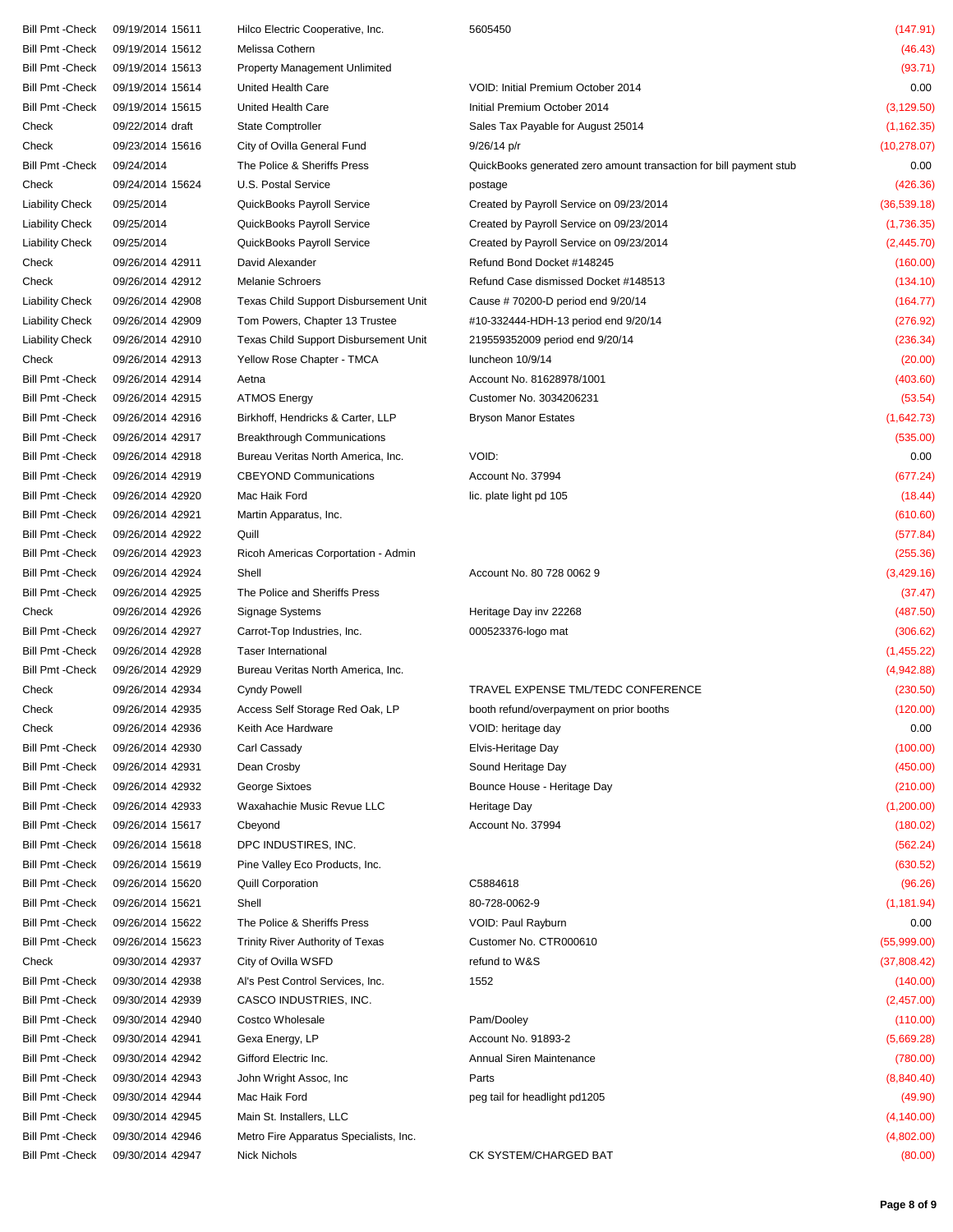| Type | Date | Num | Name | Memo | Amount |
|---|---|---|---|---|---|
| Bill Pmt -Check | 09/19/2014 | 15611 | Hilco Electric Cooperative, Inc. | 5605450 | (147.91) |
| Bill Pmt -Check | 09/19/2014 | 15612 | Melissa Cothern | | (46.43) |
| Bill Pmt -Check | 09/19/2014 | 15613 | Property Management Unlimited | | (93.71) |
| Bill Pmt -Check | 09/19/2014 | 15614 | United Health Care | VOID: Initial Premium October 2014 | 0.00 |
| Bill Pmt -Check | 09/19/2014 | 15615 | United Health Care | Initial Premium October 2014 | (3,129.50) |
| Check | 09/22/2014 | draft | State Comptroller | Sales Tax Payable for August 25014 | (1,162.35) |
| Check | 09/23/2014 | 15616 | City of Ovilla General Fund | 9/26/14 p/r | (10,278.07) |
| Bill Pmt -Check | 09/24/2014 | | The Police & Sheriffs Press | QuickBooks generated zero amount transaction for bill payment stub | 0.00 |
| Check | 09/24/2014 | 15624 | U.S. Postal Service | postage | (426.36) |
| Liability Check | 09/25/2014 | | QuickBooks Payroll Service | Created by Payroll Service on 09/23/2014 | (36,539.18) |
| Liability Check | 09/25/2014 | | QuickBooks Payroll Service | Created by Payroll Service on 09/23/2014 | (1,736.35) |
| Liability Check | 09/25/2014 | | QuickBooks Payroll Service | Created by Payroll Service on 09/23/2014 | (2,445.70) |
| Check | 09/26/2014 | 42911 | David Alexander | Refund Bond Docket #148245 | (160.00) |
| Check | 09/26/2014 | 42912 | Melanie Schroers | Refund Case dismissed Docket #148513 | (134.10) |
| Liability Check | 09/26/2014 | 42908 | Texas Child Support Disbursement Unit | Cause # 70200-D period end 9/20/14 | (164.77) |
| Liability Check | 09/26/2014 | 42909 | Tom Powers, Chapter 13 Trustee | #10-332444-HDH-13 period end 9/20/14 | (276.92) |
| Liability Check | 09/26/2014 | 42910 | Texas Child Support Disbursement Unit | 219559352009 period end 9/20/14 | (236.34) |
| Check | 09/26/2014 | 42913 | Yellow Rose Chapter - TMCA | luncheon 10/9/14 | (20.00) |
| Bill Pmt -Check | 09/26/2014 | 42914 | Aetna | Account No. 81628978/1001 | (403.60) |
| Bill Pmt -Check | 09/26/2014 | 42915 | ATMOS Energy | Customer No. 3034206231 | (53.54) |
| Bill Pmt -Check | 09/26/2014 | 42916 | Birkhoff, Hendricks & Carter, LLP | Bryson Manor Estates | (1,642.73) |
| Bill Pmt -Check | 09/26/2014 | 42917 | Breakthrough Communications | | (535.00) |
| Bill Pmt -Check | 09/26/2014 | 42918 | Bureau Veritas North America, Inc. | VOID: | 0.00 |
| Bill Pmt -Check | 09/26/2014 | 42919 | CBEYOND Communications | Account No. 37994 | (677.24) |
| Bill Pmt -Check | 09/26/2014 | 42920 | Mac Haik Ford | lic. plate light pd 105 | (18.44) |
| Bill Pmt -Check | 09/26/2014 | 42921 | Martin Apparatus, Inc. | | (610.60) |
| Bill Pmt -Check | 09/26/2014 | 42922 | Quill | | (577.84) |
| Bill Pmt -Check | 09/26/2014 | 42923 | Ricoh Americas Corportation - Admin | | (255.36) |
| Bill Pmt -Check | 09/26/2014 | 42924 | Shell | Account No. 80 728 0062 9 | (3,429.16) |
| Bill Pmt -Check | 09/26/2014 | 42925 | The Police and Sheriffs Press | | (37.47) |
| Check | 09/26/2014 | 42926 | Signage Systems | Heritage Day inv 22268 | (487.50) |
| Bill Pmt -Check | 09/26/2014 | 42927 | Carrot-Top Industries, Inc. | 000523376-logo mat | (306.62) |
| Bill Pmt -Check | 09/26/2014 | 42928 | Taser International | | (1,455.22) |
| Bill Pmt -Check | 09/26/2014 | 42929 | Bureau Veritas North America, Inc. | | (4,942.88) |
| Check | 09/26/2014 | 42934 | Cyndy Powell | TRAVEL EXPENSE TML/TEDC CONFERENCE | (230.50) |
| Check | 09/26/2014 | 42935 | Access Self Storage Red Oak, LP | booth refund/overpayment on prior booths | (120.00) |
| Check | 09/26/2014 | 42936 | Keith Ace Hardware | VOID: heritage day | 0.00 |
| Bill Pmt -Check | 09/26/2014 | 42930 | Carl Cassady | Elvis-Heritage Day | (100.00) |
| Bill Pmt -Check | 09/26/2014 | 42931 | Dean Crosby | Sound Heritage Day | (450.00) |
| Bill Pmt -Check | 09/26/2014 | 42932 | George Sixtoes | Bounce House - Heritage Day | (210.00) |
| Bill Pmt -Check | 09/26/2014 | 42933 | Waxahachie Music Revue LLC | Heritage Day | (1,200.00) |
| Bill Pmt -Check | 09/26/2014 | 15617 | Cbeyond | Account No. 37994 | (180.02) |
| Bill Pmt -Check | 09/26/2014 | 15618 | DPC INDUSTIRES, INC. | | (562.24) |
| Bill Pmt -Check | 09/26/2014 | 15619 | Pine Valley Eco Products, Inc. | | (630.52) |
| Bill Pmt -Check | 09/26/2014 | 15620 | Quill Corporation | C5884618 | (96.26) |
| Bill Pmt -Check | 09/26/2014 | 15621 | Shell | 80-728-0062-9 | (1,181.94) |
| Bill Pmt -Check | 09/26/2014 | 15622 | The Police & Sheriffs Press | VOID: Paul Rayburn | 0.00 |
| Bill Pmt -Check | 09/26/2014 | 15623 | Trinity River Authority of Texas | Customer No. CTR000610 | (55,999.00) |
| Check | 09/30/2014 | 42937 | City of Ovilla WSFD | refund to W&S | (37,808.42) |
| Bill Pmt -Check | 09/30/2014 | 42938 | Al's Pest Control Services, Inc. | 1552 | (140.00) |
| Bill Pmt -Check | 09/30/2014 | 42939 | CASCO INDUSTRIES, INC. | | (2,457.00) |
| Bill Pmt -Check | 09/30/2014 | 42940 | Costco Wholesale | Pam/Dooley | (110.00) |
| Bill Pmt -Check | 09/30/2014 | 42941 | Gexa Energy, LP | Account No. 91893-2 | (5,669.28) |
| Bill Pmt -Check | 09/30/2014 | 42942 | Gifford Electric Inc. | Annual Siren Maintenance | (780.00) |
| Bill Pmt -Check | 09/30/2014 | 42943 | John Wright Assoc, Inc | Parts | (8,840.40) |
| Bill Pmt -Check | 09/30/2014 | 42944 | Mac Haik Ford | peg tail for headlight pd1205 | (49.90) |
| Bill Pmt -Check | 09/30/2014 | 42945 | Main St. Installers, LLC | | (4,140.00) |
| Bill Pmt -Check | 09/30/2014 | 42946 | Metro Fire Apparatus Specialists, Inc. | | (4,802.00) |
| Bill Pmt -Check | 09/30/2014 | 42947 | Nick Nichols | CK SYSTEM/CHARGED BAT | (80.00) |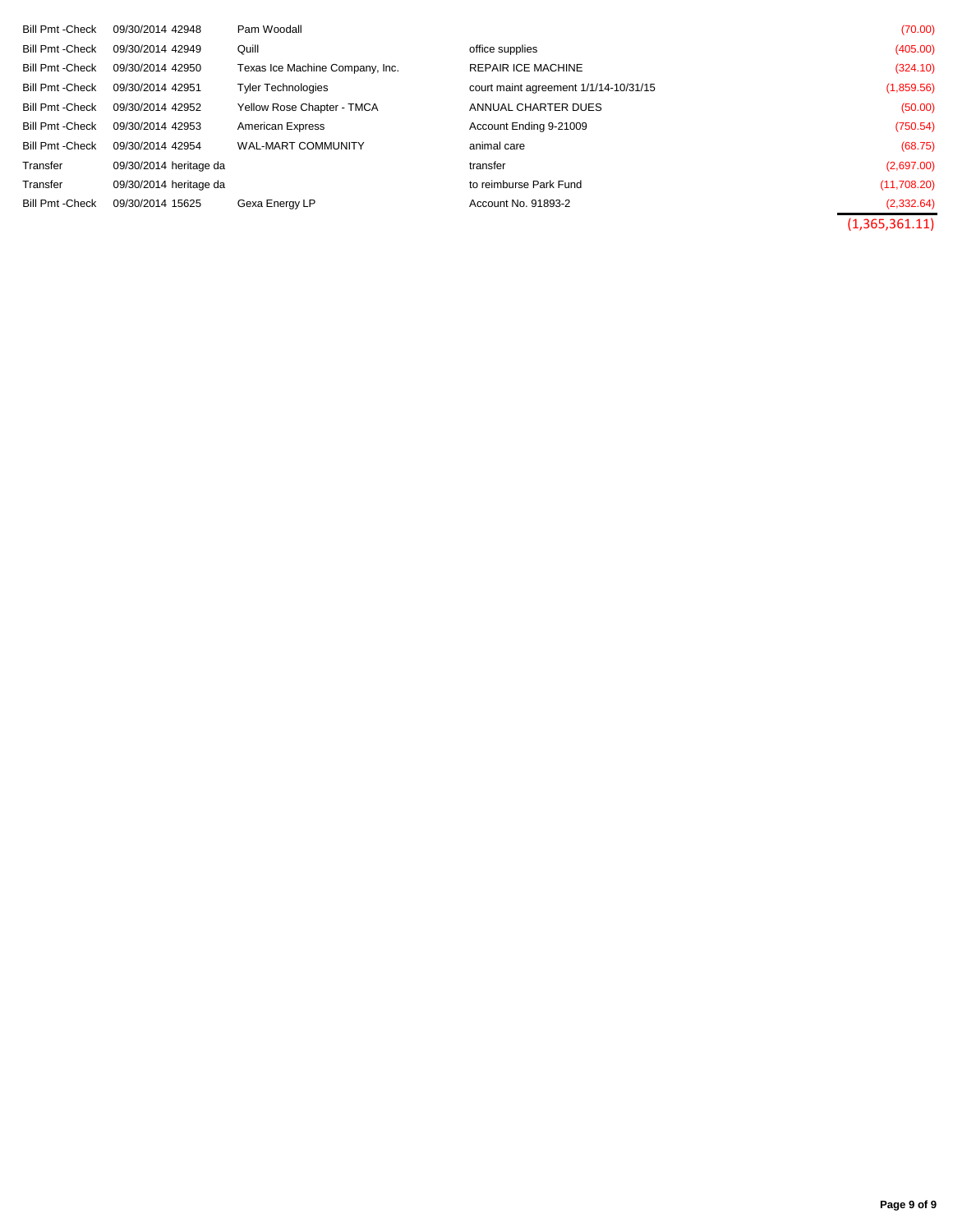| | | | | | |
|---|---|---|---|---|---|
| Bill Pmt -Check | 09/30/2014 | 42948 | Pam Woodall | | (70.00) |
| Bill Pmt -Check | 09/30/2014 | 42949 | Quill | office supplies | (405.00) |
| Bill Pmt -Check | 09/30/2014 | 42950 | Texas Ice Machine Company, Inc. | REPAIR ICE MACHINE | (324.10) |
| Bill Pmt -Check | 09/30/2014 | 42951 | Tyler Technologies | court maint agreement 1/1/14-10/31/15 | (1,859.56) |
| Bill Pmt -Check | 09/30/2014 | 42952 | Yellow Rose Chapter - TMCA | ANNUAL CHARTER DUES | (50.00) |
| Bill Pmt -Check | 09/30/2014 | 42953 | American Express | Account Ending 9-21009 | (750.54) |
| Bill Pmt -Check | 09/30/2014 | 42954 | WAL-MART COMMUNITY | animal care | (68.75) |
| Transfer | 09/30/2014 | heritage da | | transfer | (2,697.00) |
| Transfer | 09/30/2014 | heritage da | | to reimburse Park Fund | (11,708.20) |
| Bill Pmt -Check | 09/30/2014 | 15625 | Gexa Energy LP | Account No. 91893-2 | (2,332.64) |
| | | | | | (1,365,361.11) |